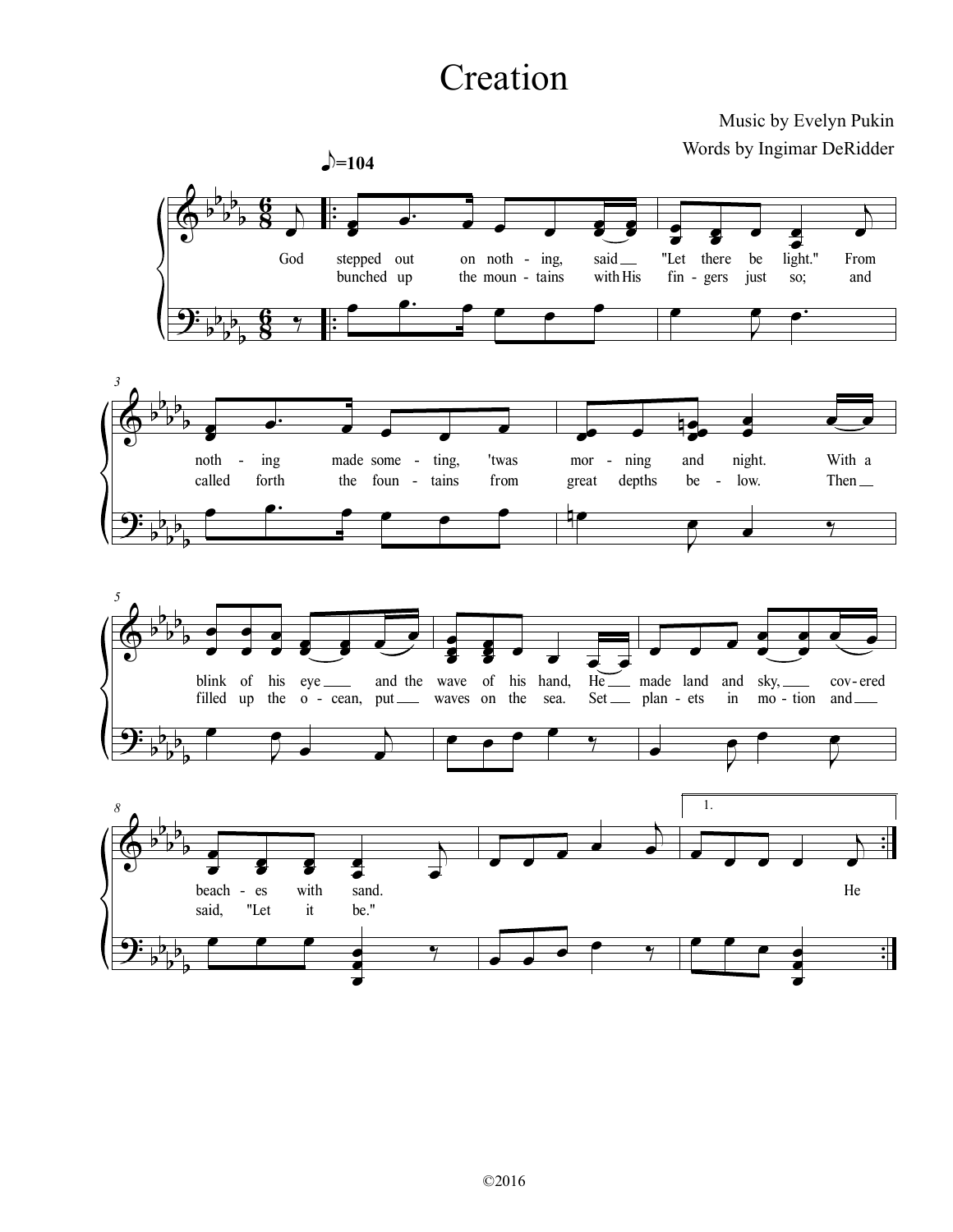# Creation

Music by Evelyn Pukin

Words by Ingimar DeRidder

♪=104

God stepped out on noth - ing, said "Let there be light." From noth - ing made some - ting, 'twas mor - ning and night. With a blink of his eye and the wave of his hand, He made land and sky, cov - ered beach - es with sand. He

bunched up the moun - tains with His fin - gers just so; and called forth the foun - tains from great depths be - low. Then filled up the o - cean, put waves on the sea. Set plan - ets in mo - tion and said, "Let it be."

©2016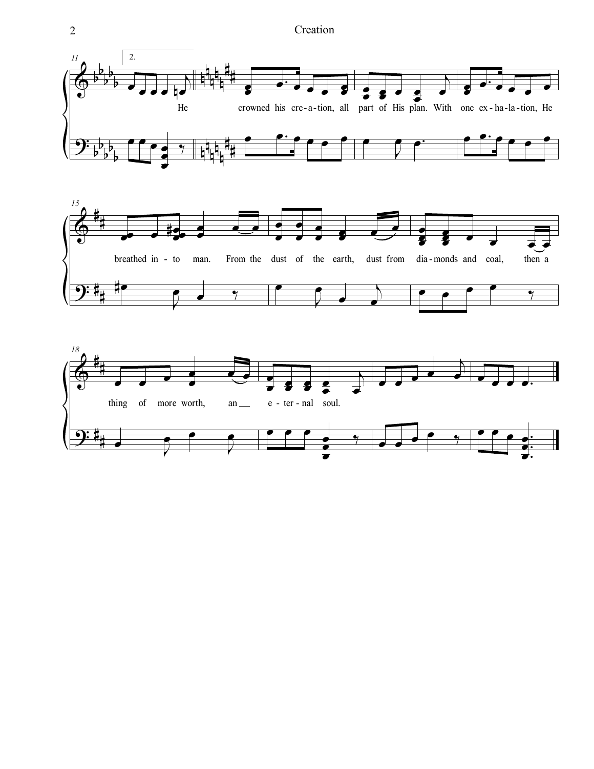2.

He crowned his cre - a - tion, all part of His plan. With one ex - ha - la - tion, He

breathed in - to man. From the dust of the earth, dust from dia - monds and coal, then a

thing of more worth, an e - ter - nal soul.